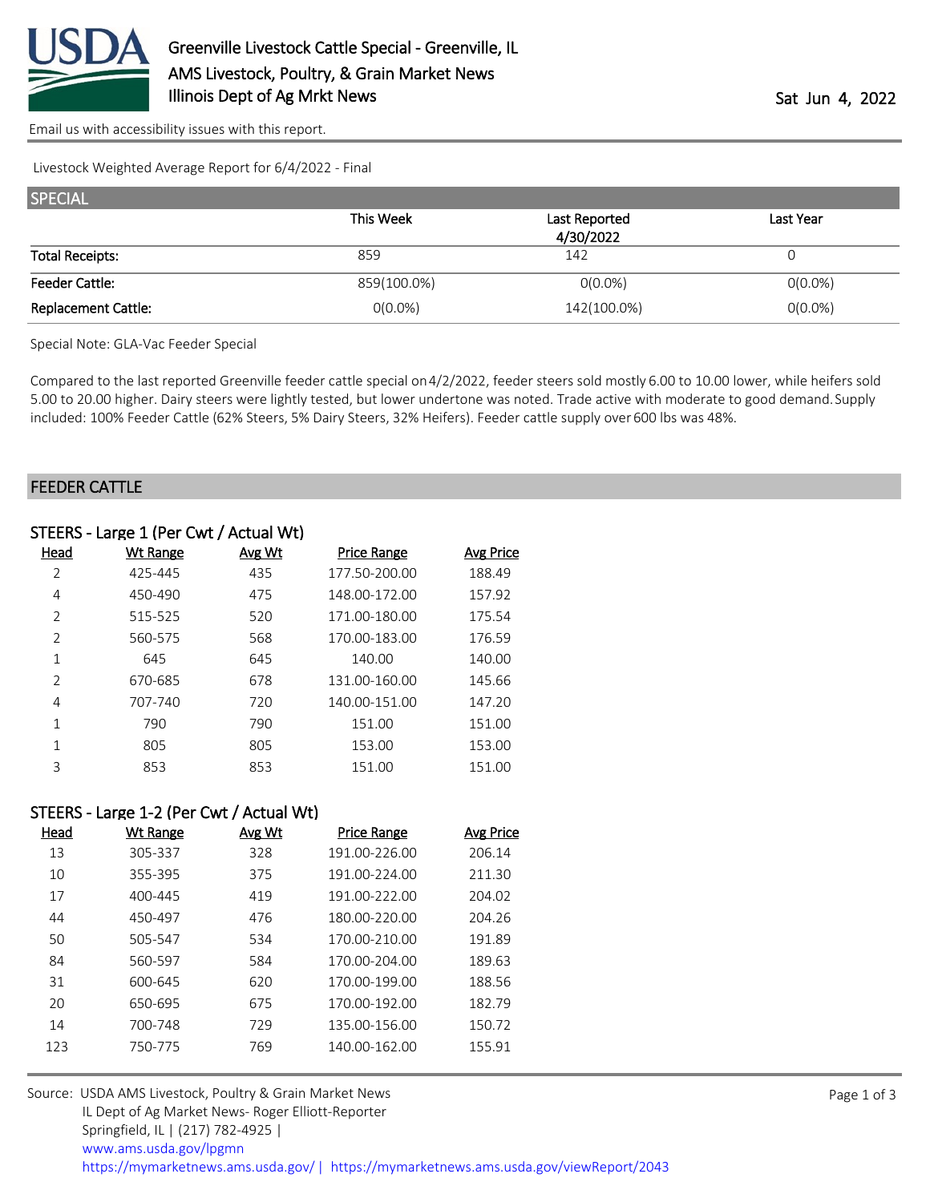# Greenville Livestock Cattle Special - Greenville, IL
## AMS Livestock, Poultry, & Grain Market News
## Illinois Dept of Ag Mrkt News

Sat Jun 4, 2022

Email us with accessibility issues with this report.

Livestock Weighted Average Report for 6/4/2022 - Final

## SPECIAL

| | This Week | Last Reported 4/30/2022 | Last Year |
|---|---|---|---|
| Total Receipts: | 859 | 142 | 0 |
| Feeder Cattle: | 859(100.0%) | 0(0.0%) | 0(0.0%) |
| Replacement Cattle: | 0(0.0%) | 142(100.0%) | 0(0.0%) |

Special Note: GLA-Vac Feeder Special

Compared to the last reported Greenville feeder cattle special on 4/2/2022, feeder steers sold mostly 6.00 to 10.00 lower, while heifers sold 5.00 to 20.00 higher. Dairy steers were lightly tested, but lower undertone was noted. Trade active with moderate to good demand. Supply included: 100% Feeder Cattle (62% Steers, 5% Dairy Steers, 32% Heifers). Feeder cattle supply over 600 lbs was 48%.

## FEEDER CATTLE

### STEERS - Large 1 (Per Cwt / Actual Wt)

| Head | Wt Range | Avg Wt | Price Range | Avg Price |
|---|---|---|---|---|
| 2 | 425-445 | 435 | 177.50-200.00 | 188.49 |
| 4 | 450-490 | 475 | 148.00-172.00 | 157.92 |
| 2 | 515-525 | 520 | 171.00-180.00 | 175.54 |
| 2 | 560-575 | 568 | 170.00-183.00 | 176.59 |
| 1 | 645 | 645 | 140.00 | 140.00 |
| 2 | 670-685 | 678 | 131.00-160.00 | 145.66 |
| 4 | 707-740 | 720 | 140.00-151.00 | 147.20 |
| 1 | 790 | 790 | 151.00 | 151.00 |
| 1 | 805 | 805 | 153.00 | 153.00 |
| 3 | 853 | 853 | 151.00 | 151.00 |

### STEERS - Large 1-2 (Per Cwt / Actual Wt)

| Head | Wt Range | Avg Wt | Price Range | Avg Price |
|---|---|---|---|---|
| 13 | 305-337 | 328 | 191.00-226.00 | 206.14 |
| 10 | 355-395 | 375 | 191.00-224.00 | 211.30 |
| 17 | 400-445 | 419 | 191.00-222.00 | 204.02 |
| 44 | 450-497 | 476 | 180.00-220.00 | 204.26 |
| 50 | 505-547 | 534 | 170.00-210.00 | 191.89 |
| 84 | 560-597 | 584 | 170.00-204.00 | 189.63 |
| 31 | 600-645 | 620 | 170.00-199.00 | 188.56 |
| 20 | 650-695 | 675 | 170.00-192.00 | 182.79 |
| 14 | 700-748 | 729 | 135.00-156.00 | 150.72 |
| 123 | 750-775 | 769 | 140.00-162.00 | 155.91 |

Source: USDA AMS Livestock, Poultry & Grain Market News
IL Dept of Ag Market News- Roger Elliott-Reporter
Springfield, IL | (217) 782-4925 |
www.ams.usda.gov/lpgmn
https://mymarketnews.ams.usda.gov/ | https://mymarketnews.ams.usda.gov/viewReport/2043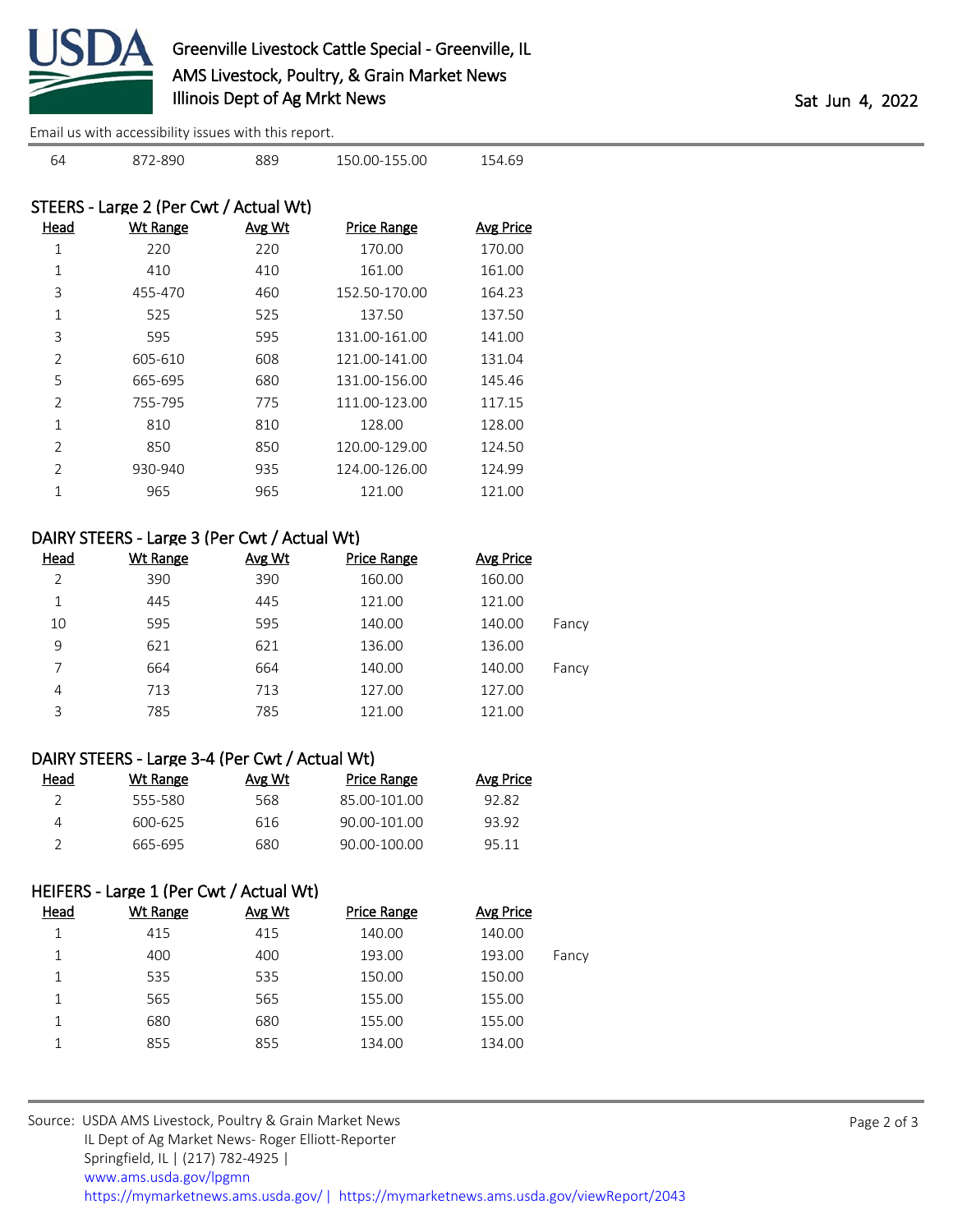[Email us with accessibility issues with this report.](#)

| Head | Wt Range | Avg Wt | Price Range | Avg Price | |
|---|---|---|---|---|---|
| 64 | 872-890 | 889 | 150.00-155.00 | 154.69 | |

## STEERS - Large 2 (Per Cwt / Actual Wt)

| Head | Wt Range | Avg Wt | Price Range | Avg Price |
|---|---|---|---|---|
| 1 | 220 | 220 | 170.00 | 170.00 |
| 1 | 410 | 410 | 161.00 | 161.00 |
| 3 | 455-470 | 460 | 152.50-170.00 | 164.23 |
| 1 | 525 | 525 | 137.50 | 137.50 |
| 3 | 595 | 595 | 131.00-161.00 | 141.00 |
| 2 | 605-610 | 608 | 121.00-141.00 | 131.04 |
| 5 | 665-695 | 680 | 131.00-156.00 | 145.46 |
| 2 | 755-795 | 775 | 111.00-123.00 | 117.15 |
| 1 | 810 | 810 | 128.00 | 128.00 |
| 2 | 850 | 850 | 120.00-129.00 | 124.50 |
| 2 | 930-940 | 935 | 124.00-126.00 | 124.99 |
| 1 | 965 | 965 | 121.00 | 121.00 |

## DAIRY STEERS - Large 3 (Per Cwt / Actual Wt)

| Head | Wt Range | Avg Wt | Price Range | Avg Price | |
|---|---|---|---|---|---|
| 2 | 390 | 390 | 160.00 | 160.00 | |
| 1 | 445 | 445 | 121.00 | 121.00 | |
| 10 | 595 | 595 | 140.00 | 140.00 | Fancy |
| 9 | 621 | 621 | 136.00 | 136.00 | |
| 7 | 664 | 664 | 140.00 | 140.00 | Fancy |
| 4 | 713 | 713 | 127.00 | 127.00 | |
| 3 | 785 | 785 | 121.00 | 121.00 | |

## DAIRY STEERS - Large 3-4 (Per Cwt / Actual Wt)

| Head | Wt Range | Avg Wt | Price Range | Avg Price |
|---|---|---|---|---|
| 2 | 555-580 | 568 | 85.00-101.00 | 92.82 |
| 4 | 600-625 | 616 | 90.00-101.00 | 93.92 |
| 2 | 665-695 | 680 | 90.00-100.00 | 95.11 |

## HEIFERS - Large 1 (Per Cwt / Actual Wt)

| Head | Wt Range | Avg Wt | Price Range | Avg Price | |
|---|---|---|---|---|---|
| 1 | 415 | 415 | 140.00 | 140.00 | |
| 1 | 400 | 400 | 193.00 | 193.00 | Fancy |
| 1 | 535 | 535 | 150.00 | 150.00 | |
| 1 | 565 | 565 | 155.00 | 155.00 | |
| 1 | 680 | 680 | 155.00 | 155.00 | |
| 1 | 855 | 855 | 134.00 | 134.00 | |

Source: USDA AMS Livestock, Poultry & Grain Market News
IL Dept of Ag Market News- Roger Elliott-Reporter
Springfield, IL | (217) 782-4925 |
www.ams.usda.gov/lpgmn
https://mymarketnews.ams.usda.gov/ | https://mymarketnews.ams.usda.gov/viewReport/2043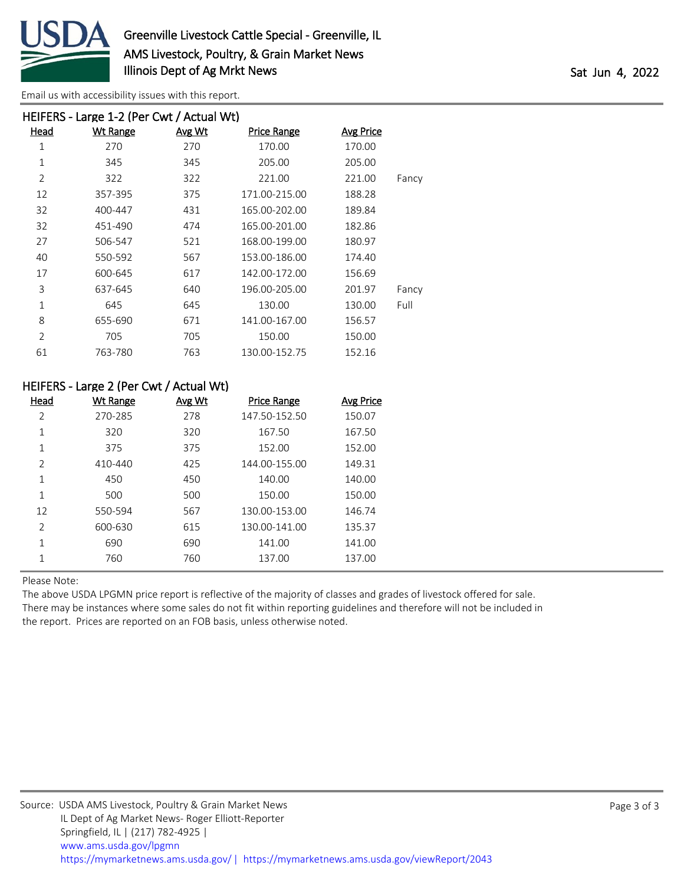Email us with accessibility issues with this report.

## HEIFERS - Large 1-2 (Per Cwt / Actual Wt)

| Head | Wt Range | Avg Wt | Price Range | Avg Price | |
|---|---|---|---|---|---|
| 1 | 270 | 270 | 170.00 | 170.00 | |
| 1 | 345 | 345 | 205.00 | 205.00 | |
| 2 | 322 | 322 | 221.00 | 221.00 | Fancy |
| 12 | 357-395 | 375 | 171.00-215.00 | 188.28 | |
| 32 | 400-447 | 431 | 165.00-202.00 | 189.84 | |
| 32 | 451-490 | 474 | 165.00-201.00 | 182.86 | |
| 27 | 506-547 | 521 | 168.00-199.00 | 180.97 | |
| 40 | 550-592 | 567 | 153.00-186.00 | 174.40 | |
| 17 | 600-645 | 617 | 142.00-172.00 | 156.69 | |
| 3 | 637-645 | 640 | 196.00-205.00 | 201.97 | Fancy |
| 1 | 645 | 645 | 130.00 | 130.00 | Full |
| 8 | 655-690 | 671 | 141.00-167.00 | 156.57 | |
| 2 | 705 | 705 | 150.00 | 150.00 | |
| 61 | 763-780 | 763 | 130.00-152.75 | 152.16 | |

## HEIFERS - Large 2 (Per Cwt / Actual Wt)

| Head | Wt Range | Avg Wt | Price Range | Avg Price |
|---|---|---|---|---|
| 2 | 270-285 | 278 | 147.50-152.50 | 150.07 |
| 1 | 320 | 320 | 167.50 | 167.50 |
| 1 | 375 | 375 | 152.00 | 152.00 |
| 2 | 410-440 | 425 | 144.00-155.00 | 149.31 |
| 1 | 450 | 450 | 140.00 | 140.00 |
| 1 | 500 | 500 | 150.00 | 150.00 |
| 12 | 550-594 | 567 | 130.00-153.00 | 146.74 |
| 2 | 600-630 | 615 | 130.00-141.00 | 135.37 |
| 1 | 690 | 690 | 141.00 | 141.00 |
| 1 | 760 | 760 | 137.00 | 137.00 |

Please Note:
The above USDA LPGMN price report is reflective of the majority of classes and grades of livestock offered for sale. There may be instances where some sales do not fit within reporting guidelines and therefore will not be included in the report. Prices are reported on an FOB basis, unless otherwise noted.

Source: USDA AMS Livestock, Poultry & Grain Market News
IL Dept of Ag Market News- Roger Elliott-Reporter
Springfield, IL | (217) 782-4925 |
www.ams.usda.gov/lpgmn
https://mymarketnews.ams.usda.gov/ | https://mymarketnews.ams.usda.gov/viewReport/2043